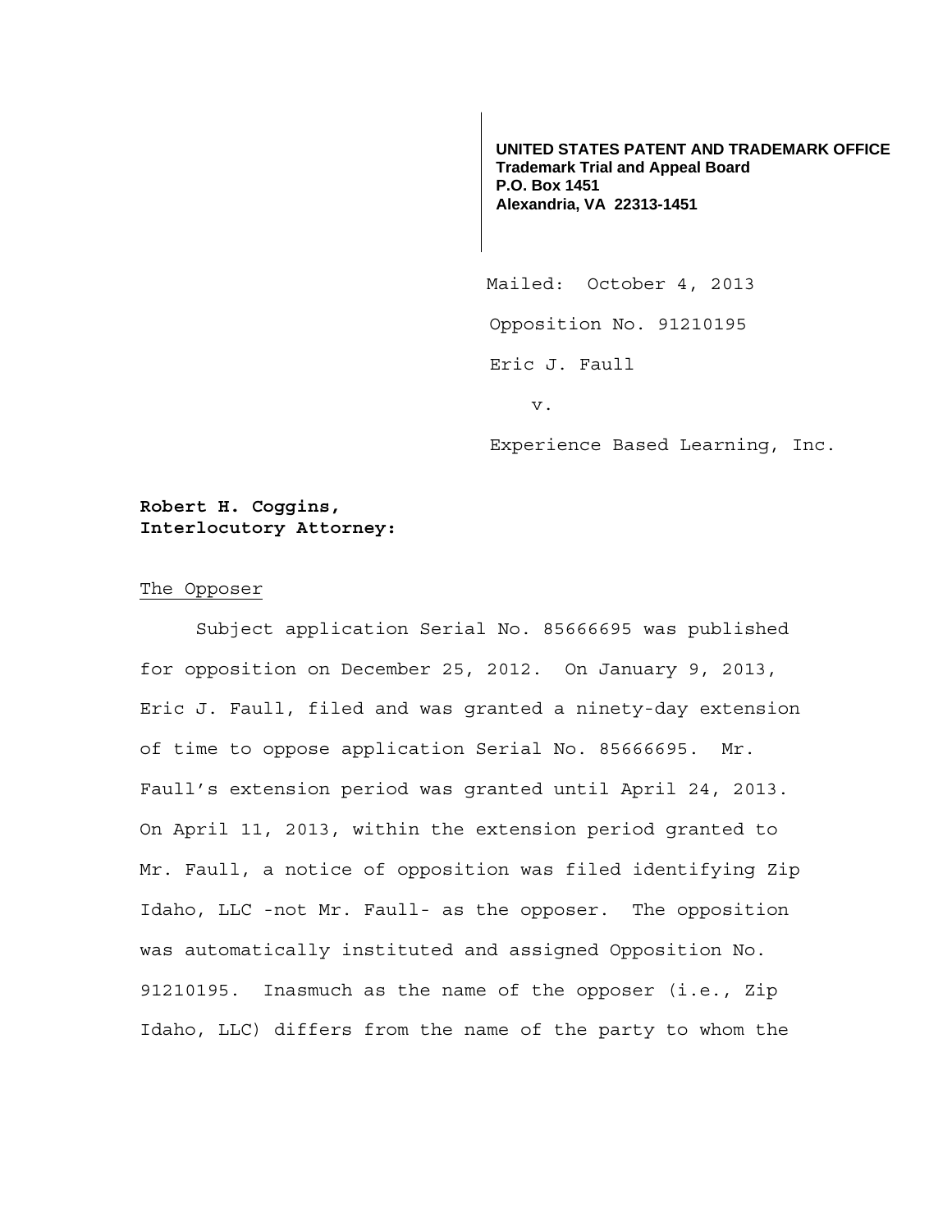**UNITED STATES PATENT AND TRADEMARK OFFICE**
**Trademark Trial and Appeal Board**
**P.O. Box 1451**
**Alexandria, VA 22313-1451**

Mailed: October 4, 2013

Opposition No. 91210195

Eric J. Faull

v.

Experience Based Learning, Inc.

**Robert H. Coggins,**
**Interlocutory Attorney:**

The Opposer

Subject application Serial No. 85666695 was published for opposition on December 25, 2012. On January 9, 2013, Eric J. Faull, filed and was granted a ninety-day extension of time to oppose application Serial No. 85666695. Mr. Faull's extension period was granted until April 24, 2013. On April 11, 2013, within the extension period granted to Mr. Faull, a notice of opposition was filed identifying Zip Idaho, LLC -not Mr. Faull- as the opposer. The opposition was automatically instituted and assigned Opposition No. 91210195. Inasmuch as the name of the opposer (i.e., Zip Idaho, LLC) differs from the name of the party to whom the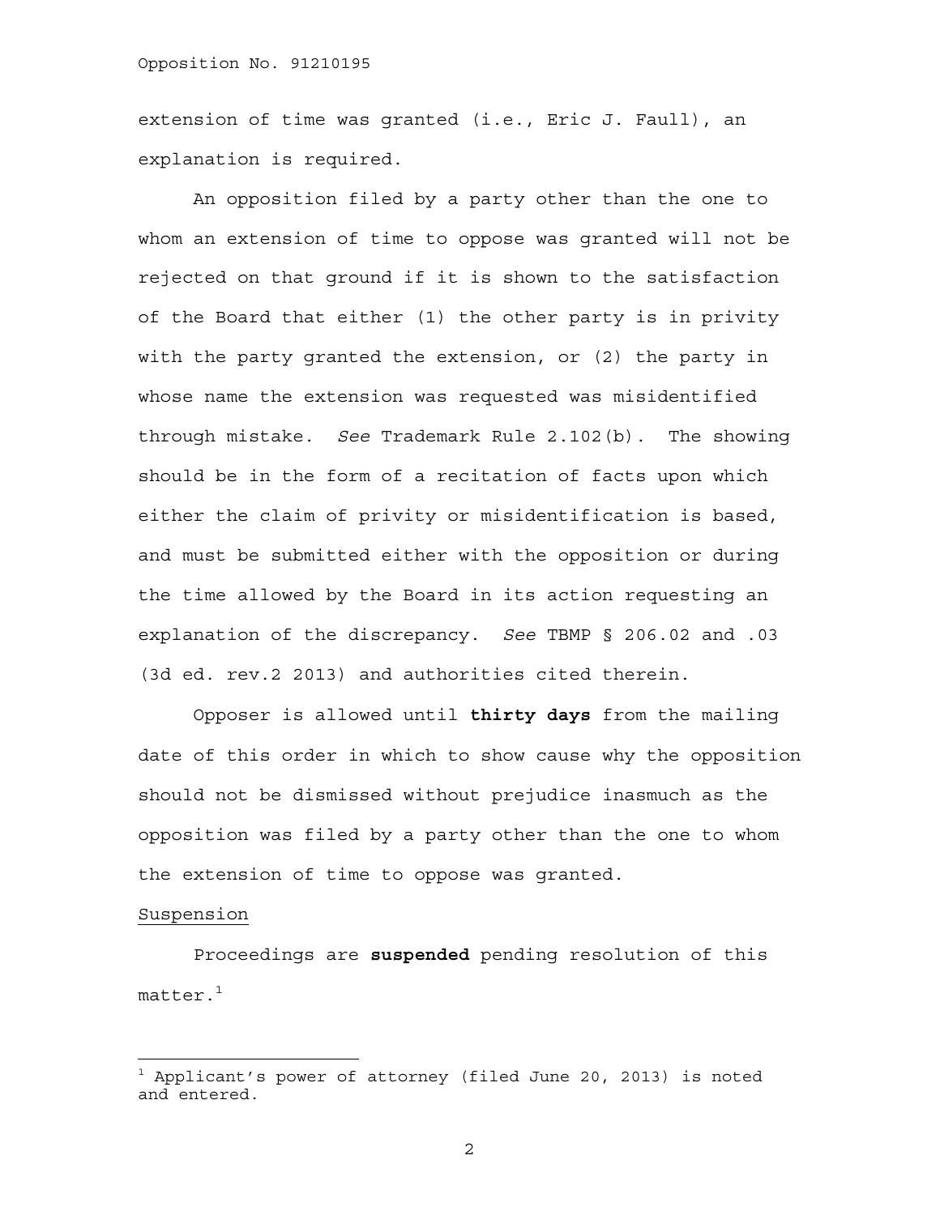extension of time was granted (i.e., Eric J. Faull), an explanation is required.

An opposition filed by a party other than the one to whom an extension of time to oppose was granted will not be rejected on that ground if it is shown to the satisfaction of the Board that either (1) the other party is in privity with the party granted the extension, or (2) the party in whose name the extension was requested was misidentified through mistake. *See* Trademark Rule 2.102(b). The showing should be in the form of a recitation of facts upon which either the claim of privity or misidentification is based, and must be submitted either with the opposition or during the time allowed by the Board in its action requesting an explanation of the discrepancy. *See* TBMP § 206.02 and .03 (3d ed. rev.2 2013) and authorities cited therein.

Opposer is allowed until **thirty days** from the mailing date of this order in which to show cause why the opposition should not be dismissed without prejudice inasmuch as the opposition was filed by a party other than the one to whom the extension of time to oppose was granted.

Suspension

Proceedings are **suspended** pending resolution of this matter.[1]

---

[1] Applicant's power of attorney (filed June 20, 2013) is noted and entered.